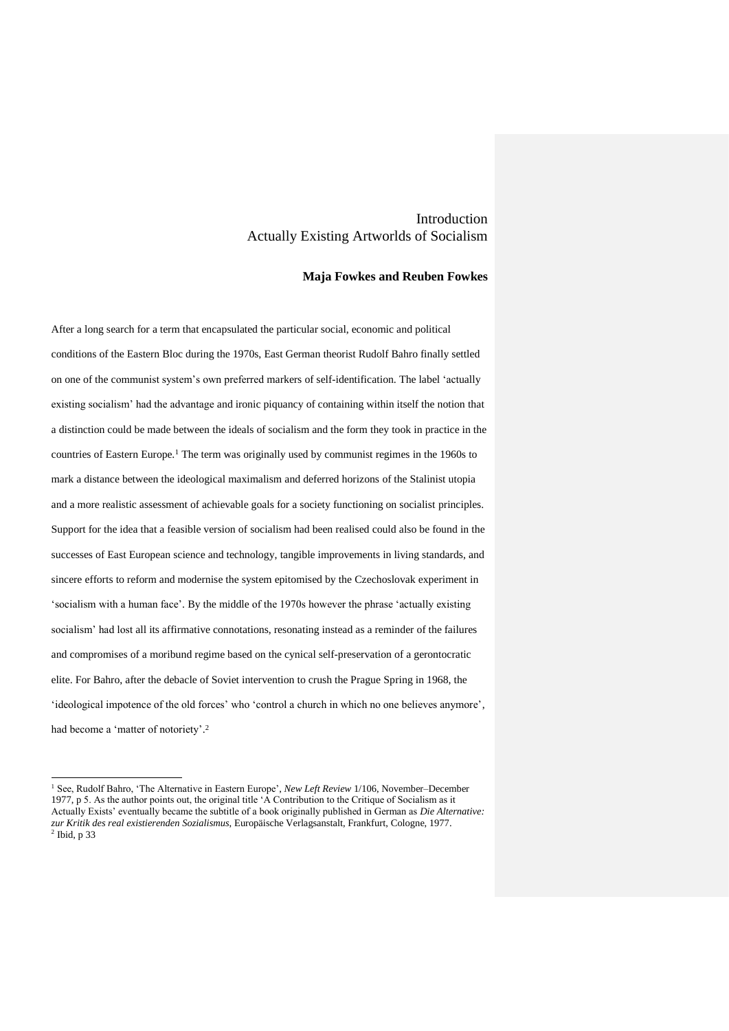# Introduction
# Actually Existing Artworlds of Socialism

**Maja Fowkes and Reuben Fowkes**

After a long search for a term that encapsulated the particular social, economic and political conditions of the Eastern Bloc during the 1970s, East German theorist Rudolf Bahro finally settled on one of the communist system's own preferred markers of self-identification. The label 'actually existing socialism' had the advantage and ironic piquancy of containing within itself the notion that a distinction could be made between the ideals of socialism and the form they took in practice in the countries of Eastern Europe.[1] The term was originally used by communist regimes in the 1960s to mark a distance between the ideological maximalism and deferred horizons of the Stalinist utopia and a more realistic assessment of achievable goals for a society functioning on socialist principles. Support for the idea that a feasible version of socialism had been realised could also be found in the successes of East European science and technology, tangible improvements in living standards, and sincere efforts to reform and modernise the system epitomised by the Czechoslovak experiment in 'socialism with a human face'. By the middle of the 1970s however the phrase 'actually existing socialism' had lost all its affirmative connotations, resonating instead as a reminder of the failures and compromises of a moribund regime based on the cynical self-preservation of a gerontocratic elite. For Bahro, after the debacle of Soviet intervention to crush the Prague Spring in 1968, the 'ideological impotence of the old forces' who 'control a church in which no one believes anymore', had become a 'matter of notoriety'.[2]

[1] See, Rudolf Bahro, 'The Alternative in Eastern Europe', *New Left Review* 1/106, November–December 1977, p 5. As the author points out, the original title 'A Contribution to the Critique of Socialism as it Actually Exists' eventually became the subtitle of a book originally published in German as *Die Alternative: zur Kritik des real existierenden Sozialismus*, Europäische Verlagsanstalt, Frankfurt, Cologne, 1977.

[2] Ibid, p 33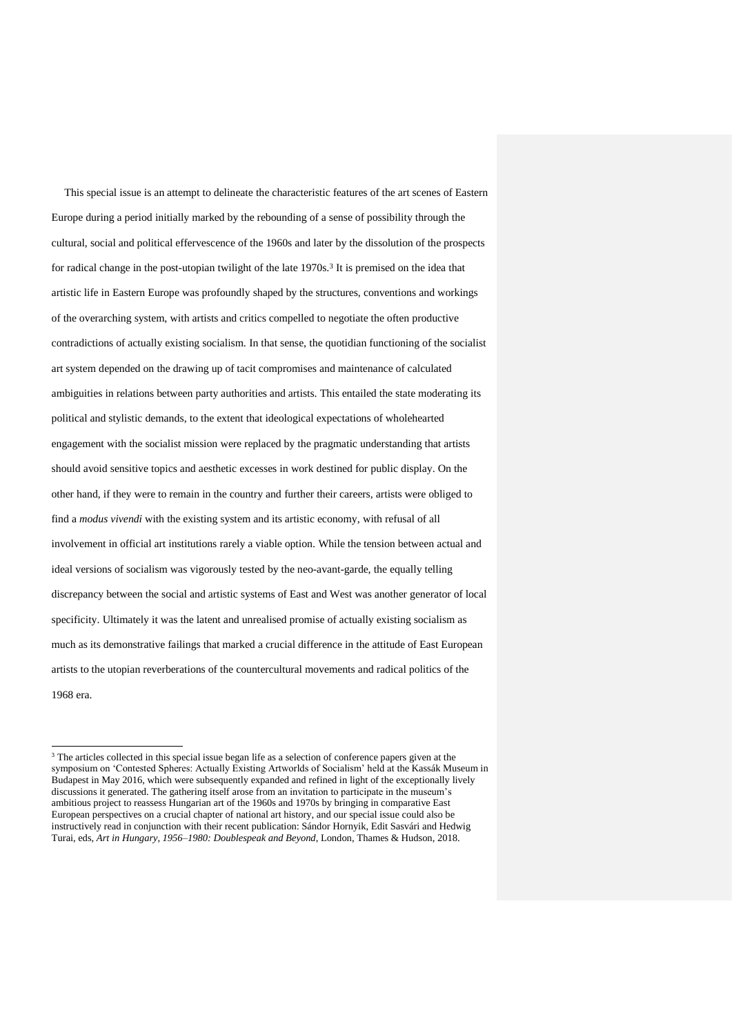This special issue is an attempt to delineate the characteristic features of the art scenes of Eastern Europe during a period initially marked by the rebounding of a sense of possibility through the cultural, social and political effervescence of the 1960s and later by the dissolution of the prospects for radical change in the post-utopian twilight of the late 1970s.[3] It is premised on the idea that artistic life in Eastern Europe was profoundly shaped by the structures, conventions and workings of the overarching system, with artists and critics compelled to negotiate the often productive contradictions of actually existing socialism. In that sense, the quotidian functioning of the socialist art system depended on the drawing up of tacit compromises and maintenance of calculated ambiguities in relations between party authorities and artists. This entailed the state moderating its political and stylistic demands, to the extent that ideological expectations of wholehearted engagement with the socialist mission were replaced by the pragmatic understanding that artists should avoid sensitive topics and aesthetic excesses in work destined for public display. On the other hand, if they were to remain in the country and further their careers, artists were obliged to find a *modus vivendi* with the existing system and its artistic economy, with refusal of all involvement in official art institutions rarely a viable option. While the tension between actual and ideal versions of socialism was vigorously tested by the neo-avant-garde, the equally telling discrepancy between the social and artistic systems of East and West was another generator of local specificity. Ultimately it was the latent and unrealised promise of actually existing socialism as much as its demonstrative failings that marked a crucial difference in the attitude of East European artists to the utopian reverberations of the countercultural movements and radical politics of the 1968 era.

[3] The articles collected in this special issue began life as a selection of conference papers given at the symposium on 'Contested Spheres: Actually Existing Artworlds of Socialism' held at the Kassák Museum in Budapest in May 2016, which were subsequently expanded and refined in light of the exceptionally lively discussions it generated. The gathering itself arose from an invitation to participate in the museum's ambitious project to reassess Hungarian art of the 1960s and 1970s by bringing in comparative East European perspectives on a crucial chapter of national art history, and our special issue could also be instructively read in conjunction with their recent publication: Sándor Hornyik, Edit Sasvári and Hedwig Turai, eds, *Art in Hungary, 1956–1980: Doublespeak and Beyond*, London, Thames & Hudson, 2018.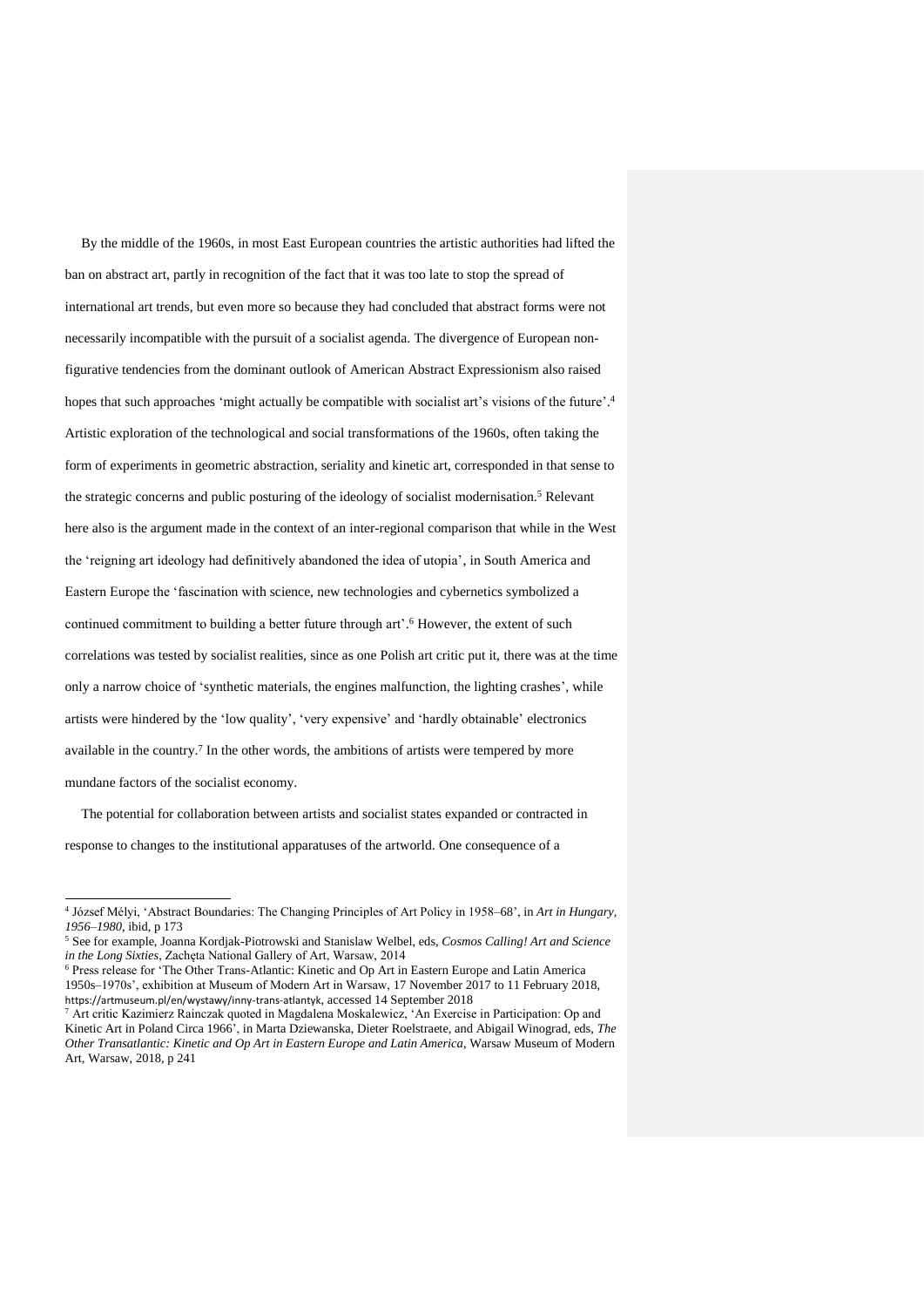By the middle of the 1960s, in most East European countries the artistic authorities had lifted the ban on abstract art, partly in recognition of the fact that it was too late to stop the spread of international art trends, but even more so because they had concluded that abstract forms were not necessarily incompatible with the pursuit of a socialist agenda. The divergence of European non-figurative tendencies from the dominant outlook of American Abstract Expressionism also raised hopes that such approaches 'might actually be compatible with socialist art's visions of the future'.[4] Artistic exploration of the technological and social transformations of the 1960s, often taking the form of experiments in geometric abstraction, seriality and kinetic art, corresponded in that sense to the strategic concerns and public posturing of the ideology of socialist modernisation.[5] Relevant here also is the argument made in the context of an inter-regional comparison that while in the West the 'reigning art ideology had definitively abandoned the idea of utopia', in South America and Eastern Europe the 'fascination with science, new technologies and cybernetics symbolized a continued commitment to building a better future through art'.[6] However, the extent of such correlations was tested by socialist realities, since as one Polish art critic put it, there was at the time only a narrow choice of 'synthetic materials, the engines malfunction, the lighting crashes', while artists were hindered by the 'low quality', 'very expensive' and 'hardly obtainable' electronics available in the country.[7] In the other words, the ambitions of artists were tempered by more mundane factors of the socialist economy.

The potential for collaboration between artists and socialist states expanded or contracted in response to changes to the institutional apparatuses of the artworld. One consequence of a

[4] József Mélyi, 'Abstract Boundaries: The Changing Principles of Art Policy in 1958–68', in *Art in Hungary, 1956–1980*, ibid, p 173

[5] See for example, Joanna Kordjak-Piotrowski and Stanislaw Welbel, eds, *Cosmos Calling! Art and Science in the Long Sixties*, Zachęta National Gallery of Art, Warsaw, 2014

[6] Press release for 'The Other Trans-Atlantic: Kinetic and Op Art in Eastern Europe and Latin America 1950s–1970s', exhibition at Museum of Modern Art in Warsaw, 17 November 2017 to 11 February 2018, https://artmuseum.pl/en/wystawy/inny-trans-atlantyk, accessed 14 September 2018

[7] Art critic Kazimierz Rainczak quoted in Magdalena Moskalewicz, 'An Exercise in Participation: Op and Kinetic Art in Poland Circa 1966', in Marta Dziewanska, Dieter Roelstraete, and Abigail Winograd, eds, *The Other Transatlantic: Kinetic and Op Art in Eastern Europe and Latin America*, Warsaw Museum of Modern Art, Warsaw, 2018, p 241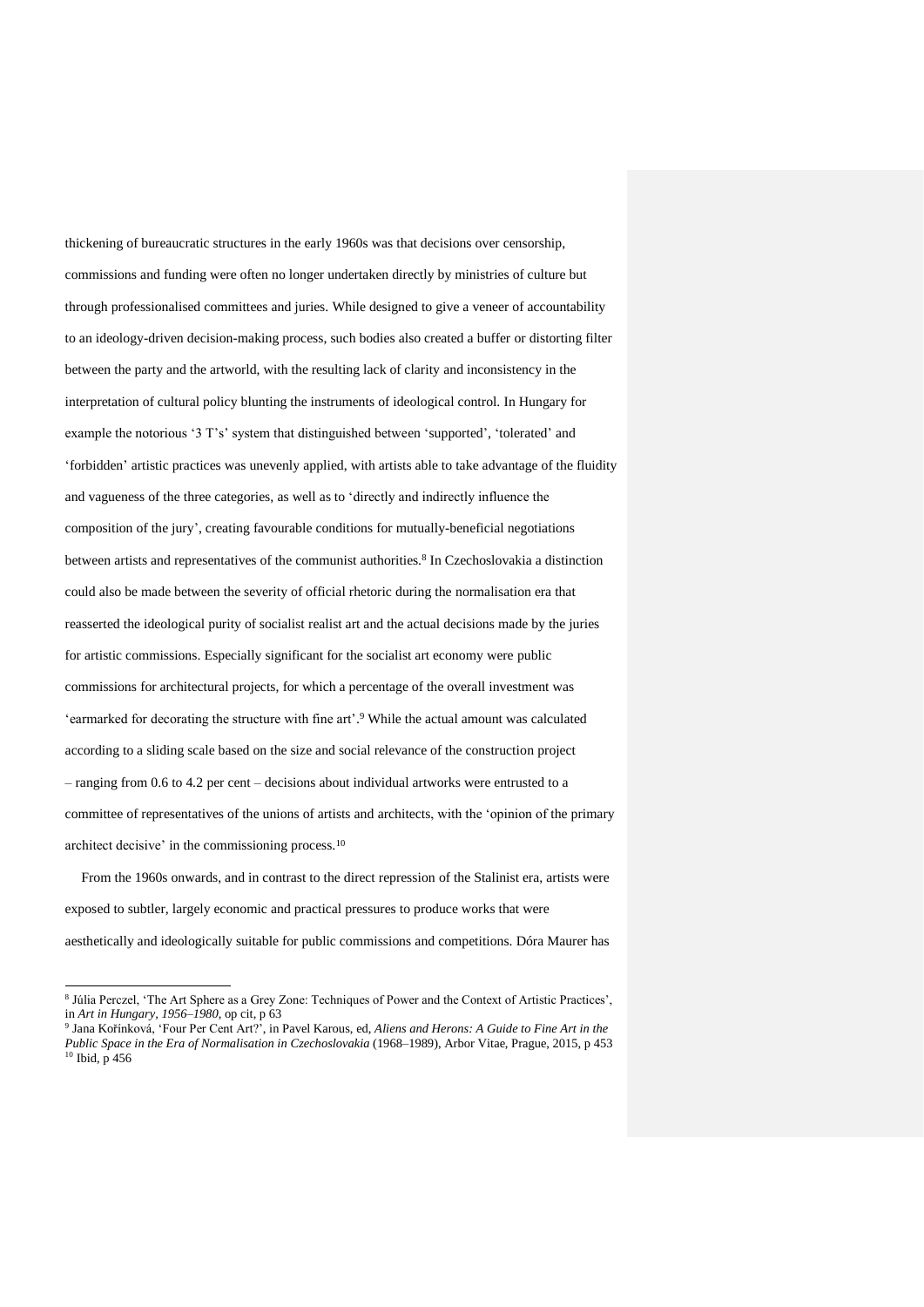thickening of bureaucratic structures in the early 1960s was that decisions over censorship, commissions and funding were often no longer undertaken directly by ministries of culture but through professionalised committees and juries. While designed to give a veneer of accountability to an ideology-driven decision-making process, such bodies also created a buffer or distorting filter between the party and the artworld, with the resulting lack of clarity and inconsistency in the interpretation of cultural policy blunting the instruments of ideological control. In Hungary for example the notorious '3 T's' system that distinguished between 'supported', 'tolerated' and 'forbidden' artistic practices was unevenly applied, with artists able to take advantage of the fluidity and vagueness of the three categories, as well as to 'directly and indirectly influence the composition of the jury', creating favourable conditions for mutually-beneficial negotiations between artists and representatives of the communist authorities.[8] In Czechoslovakia a distinction could also be made between the severity of official rhetoric during the normalisation era that reasserted the ideological purity of socialist realist art and the actual decisions made by the juries for artistic commissions. Especially significant for the socialist art economy were public commissions for architectural projects, for which a percentage of the overall investment was 'earmarked for decorating the structure with fine art'.[9] While the actual amount was calculated according to a sliding scale based on the size and social relevance of the construction project – ranging from 0.6 to 4.2 per cent – decisions about individual artworks were entrusted to a committee of representatives of the unions of artists and architects, with the 'opinion of the primary architect decisive' in the commissioning process.[10]

From the 1960s onwards, and in contrast to the direct repression of the Stalinist era, artists were exposed to subtler, largely economic and practical pressures to produce works that were aesthetically and ideologically suitable for public commissions and competitions. Dóra Maurer has

[8] Júlia Perczel, 'The Art Sphere as a Grey Zone: Techniques of Power and the Context of Artistic Practices', in *Art in Hungary, 1956–1980*, op cit, p 63

[9] Jana Kořínková, 'Four Per Cent Art?', in Pavel Karous, ed, *Aliens and Herons: A Guide to Fine Art in the Public Space in the Era of Normalisation in Czechoslovakia* (1968–1989), Arbor Vitae, Prague, 2015, p 453

[10] Ibid, p 456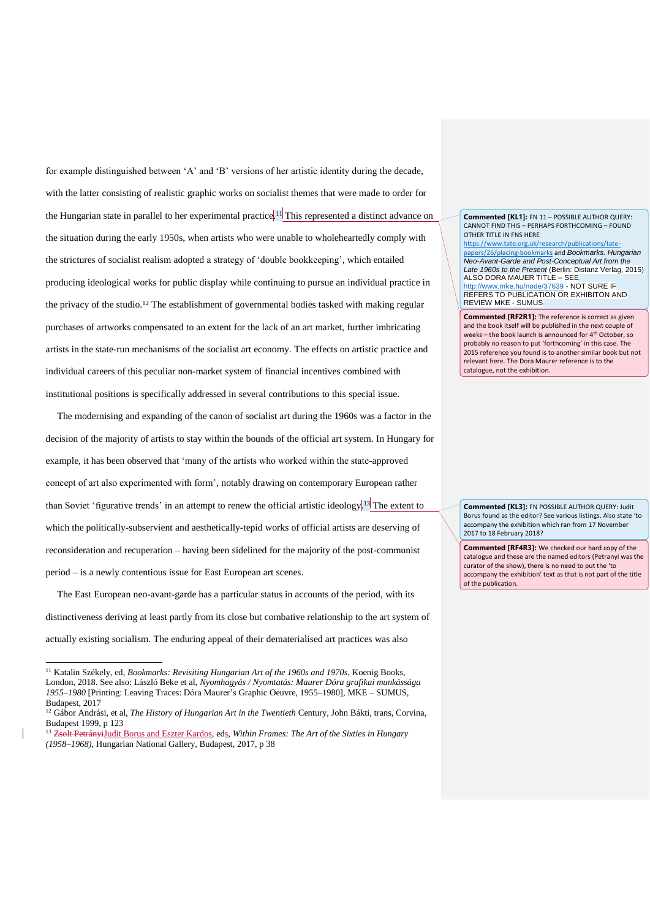for example distinguished between 'A' and 'B' versions of her artistic identity during the decade, with the latter consisting of realistic graphic works on socialist themes that were made to order for the Hungarian state in parallel to her experimental practice.[11] This represented a distinct advance on the situation during the early 1950s, when artists who were unable to wholeheartedly comply with the strictures of socialist realism adopted a strategy of 'double bookkeeping', which entailed producing ideological works for public display while continuing to pursue an individual practice in the privacy of the studio.[12] The establishment of governmental bodies tasked with making regular purchases of artworks compensated to an extent for the lack of an art market, further imbricating artists in the state-run mechanisms of the socialist art economy. The effects on artistic practice and individual careers of this peculiar non-market system of financial incentives combined with institutional positions is specifically addressed in several contributions to this special issue.

The modernising and expanding of the canon of socialist art during the 1960s was a factor in the decision of the majority of artists to stay within the bounds of the official art system. In Hungary for example, it has been observed that 'many of the artists who worked within the state-approved concept of art also experimented with form', notably drawing on contemporary European rather than Soviet 'figurative trends' in an attempt to renew the official artistic ideology.[13] The extent to which the politically-subservient and aesthetically-tepid works of official artists are deserving of reconsideration and recuperation – having been sidelined for the majority of the post-communist period – is a newly contentious issue for East European art scenes.

The East European neo-avant-garde has a particular status in accounts of the period, with its distinctiveness deriving at least partly from its close but combative relationship to the art system of actually existing socialism. The enduring appeal of their dematerialised art practices was also

---

[11] Katalin Székely, ed, *Bookmarks: Revisiting Hungarian Art of the 1960s and 1970s*, Koenig Books, London, 2018. See also: László Beke et al, *Nyomhagyás / Nyomtatás: Maurer Dóra grafikai munkássága 1955–1980* [Printing: Leaving Traces: Dóra Maurer's Graphic Oeuvre, 1955–1980], MKE – SUMUS, Budapest, 2017

[12] Gábor Andrási, et al, *The History of Hungarian Art in the Twentieth* Century, John Bákti, trans, Corvina, Budapest 1999, p 123

[13] ~~Zsolt Petrányi~~Judit Borus and Eszter Kardos, eds, *Within Frames: The Art of the Sixties in Hungary (1958–1968)*, Hungarian National Gallery, Budapest, 2017, p 38

---

**Commented [KL1]:** FN 11 – POSSIBLE AUTHOR QUERY: CANNOT FIND THIS – PERHAPS FORTHCOMING – FOUND OTHER TITLE IN FNS HERE https://www.tate.org.uk/research/publications/tate-papers/26/placing-bookmarks and *Bookmarks. Hungarian Neo-Avant-Garde and Post-Conceptual Art from the Late 1960s to the Present* (Berlin: Distanz Verlag, 2015) ALSO DORA MAUER TITLE – SEE http://www.mke.hu/node/37639 - NOT SURE IF REFERS TO PUBLICATION OR EXHIBITON AND REVIEW MKE - SUMUS

**Commented [RF2R1]:** The reference is correct as given and the book itself will be published in the next couple of weeks – the book launch is announced for 4th October, so probably no reason to put 'forthcoming' in this case. The 2015 reference you found is to another similar book but not relevant here. The Dora Maurer reference is to the catalogue, not the exhibition.

**Commented [KL3]:** FN POSSIBLE AUTHOR QUERY: Judit Borus found as the editor? See various listings. Also state 'to accompany the exhibition which ran from 17 November 2017 to 18 February 2018?

**Commented [RF4R3]:** We checked our hard copy of the catalogue and these are the named editors (Petranyi was the curator of the show), there is no need to put the 'to accompany the exhibition' text as that is not part of the title of the publication.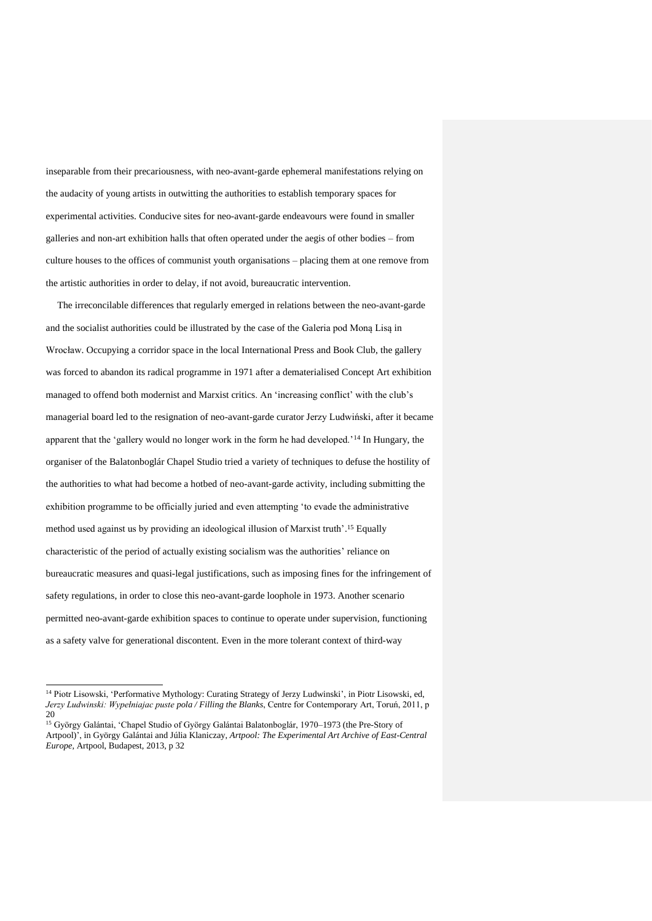inseparable from their precariousness, with neo-avant-garde ephemeral manifestations relying on the audacity of young artists in outwitting the authorities to establish temporary spaces for experimental activities. Conducive sites for neo-avant-garde endeavours were found in smaller galleries and non-art exhibition halls that often operated under the aegis of other bodies – from culture houses to the offices of communist youth organisations – placing them at one remove from the artistic authorities in order to delay, if not avoid, bureaucratic intervention.

The irreconcilable differences that regularly emerged in relations between the neo-avant-garde and the socialist authorities could be illustrated by the case of the Galeria pod Moną Lisą in Wrocław. Occupying a corridor space in the local International Press and Book Club, the gallery was forced to abandon its radical programme in 1971 after a dematerialised Concept Art exhibition managed to offend both modernist and Marxist critics. An 'increasing conflict' with the club's managerial board led to the resignation of neo-avant-garde curator Jerzy Ludwiński, after it became apparent that the 'gallery would no longer work in the form he had developed.'[14] In Hungary, the organiser of the Balatonboglár Chapel Studio tried a variety of techniques to defuse the hostility of the authorities to what had become a hotbed of neo-avant-garde activity, including submitting the exhibition programme to be officially juried and even attempting 'to evade the administrative method used against us by providing an ideological illusion of Marxist truth'.[15] Equally characteristic of the period of actually existing socialism was the authorities' reliance on bureaucratic measures and quasi-legal justifications, such as imposing fines for the infringement of safety regulations, in order to close this neo-avant-garde loophole in 1973. Another scenario permitted neo-avant-garde exhibition spaces to continue to operate under supervision, functioning as a safety valve for generational discontent. Even in the more tolerant context of third-way

[14] Piotr Lisowski, 'Performative Mythology: Curating Strategy of Jerzy Ludwinski', in Piotr Lisowski, ed, *Jerzy Ludwinski: Wypełniajac puste pola / Filling the Blanks*, Centre for Contemporary Art, Toruń, 2011, p 20

[15] György Galántai, 'Chapel Studio of György Galántai Balatonboglár, 1970–1973 (the Pre-Story of Artpool)', in György Galántai and Júlia Klaniczay, *Artpool: The Experimental Art Archive of East-Central Europe*, Artpool, Budapest, 2013, p 32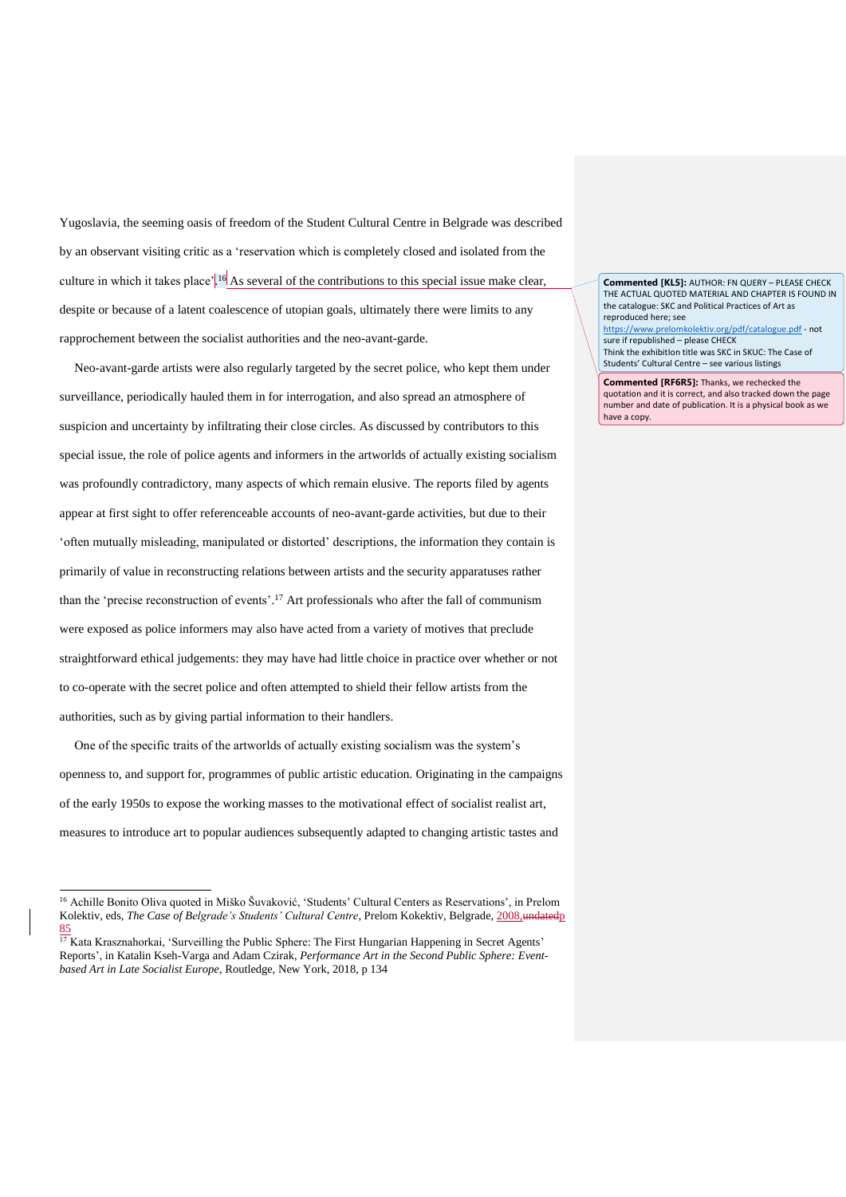Yugoslavia, the seeming oasis of freedom of the Student Cultural Centre in Belgrade was described by an observant visiting critic as a 'reservation which is completely closed and isolated from the culture in which it takes place'.[16] As several of the contributions to this special issue make clear, despite or because of a latent coalescence of utopian goals, ultimately there were limits to any rapprochement between the socialist authorities and the neo-avant-garde.

Neo-avant-garde artists were also regularly targeted by the secret police, who kept them under surveillance, periodically hauled them in for interrogation, and also spread an atmosphere of suspicion and uncertainty by infiltrating their close circles. As discussed by contributors to this special issue, the role of police agents and informers in the artworlds of actually existing socialism was profoundly contradictory, many aspects of which remain elusive. The reports filed by agents appear at first sight to offer referenceable accounts of neo-avant-garde activities, but due to their 'often mutually misleading, manipulated or distorted' descriptions, the information they contain is primarily of value in reconstructing relations between artists and the security apparatuses rather than the 'precise reconstruction of events'.[17] Art professionals who after the fall of communism were exposed as police informers may also have acted from a variety of motives that preclude straightforward ethical judgements: they may have had little choice in practice over whether or not to co-operate with the secret police and often attempted to shield their fellow artists from the authorities, such as by giving partial information to their handlers.

One of the specific traits of the artworlds of actually existing socialism was the system's openness to, and support for, programmes of public artistic education. Originating in the campaigns of the early 1950s to expose the working masses to the motivational effect of socialist realist art, measures to introduce art to popular audiences subsequently adapted to changing artistic tastes and

---

[16] Achille Bonito Oliva quoted in Miško Šuvaković, 'Students' Cultural Centers as Reservations', in Prelom Kolektiv, eds, *The Case of Belgrade's Students' Cultural Centre*, Prelom Kokektiv, Belgrade, 2008, p 85

[17] Kata Krasznahorkai, 'Surveilling the Public Sphere: The First Hungarian Happening in Secret Agents' Reports', in Katalin Kseh-Varga and Adam Czirak, *Performance Art in the Second Public Sphere: Event-based Art in Late Socialist Europe*, Routledge, New York, 2018, p 134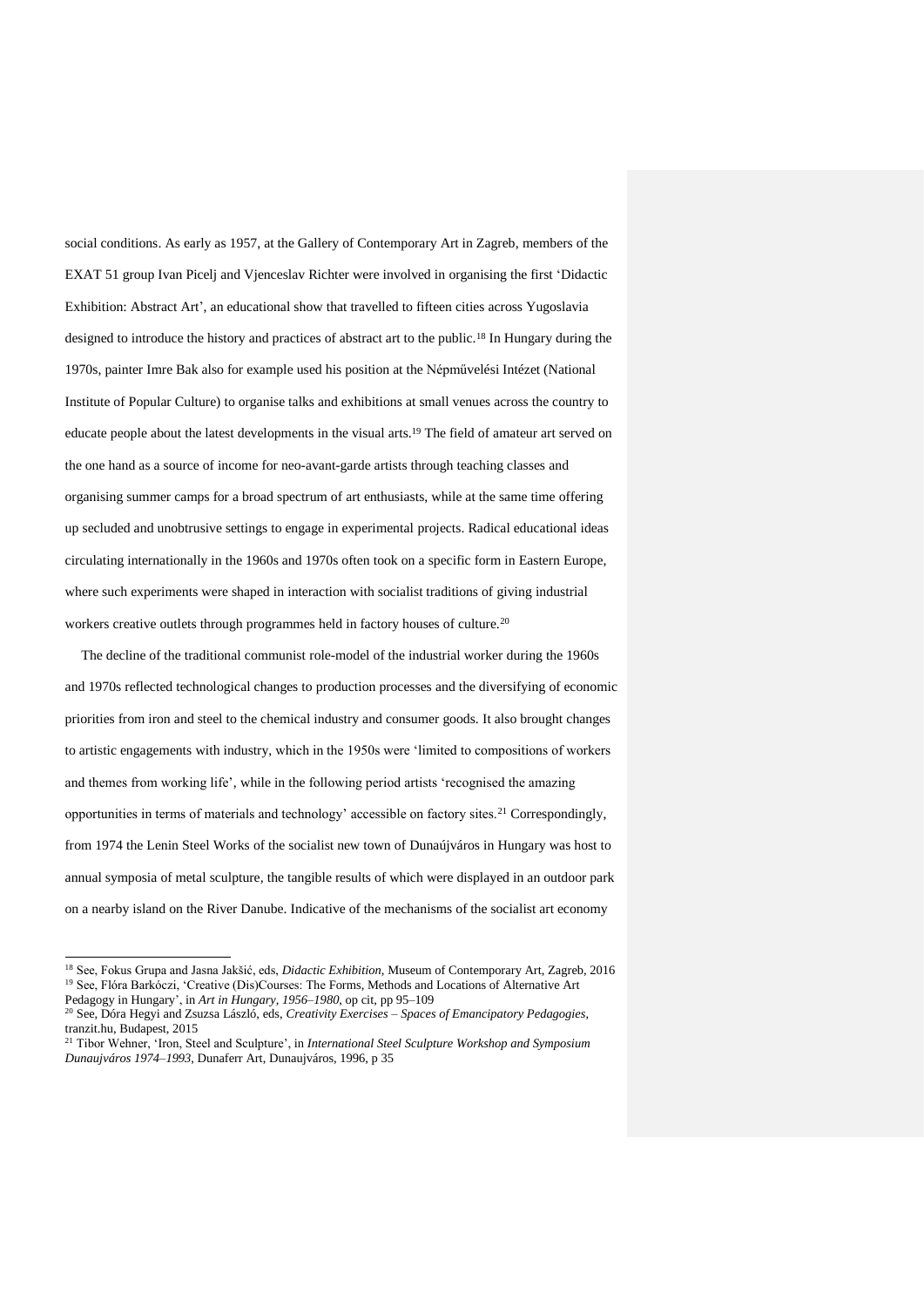social conditions. As early as 1957, at the Gallery of Contemporary Art in Zagreb, members of the EXAT 51 group Ivan Picelj and Vjenceslav Richter were involved in organising the first 'Didactic Exhibition: Abstract Art', an educational show that travelled to fifteen cities across Yugoslavia designed to introduce the history and practices of abstract art to the public.[18] In Hungary during the 1970s, painter Imre Bak also for example used his position at the Népművelési Intézet (National Institute of Popular Culture) to organise talks and exhibitions at small venues across the country to educate people about the latest developments in the visual arts.[19] The field of amateur art served on the one hand as a source of income for neo-avant-garde artists through teaching classes and organising summer camps for a broad spectrum of art enthusiasts, while at the same time offering up secluded and unobtrusive settings to engage in experimental projects. Radical educational ideas circulating internationally in the 1960s and 1970s often took on a specific form in Eastern Europe, where such experiments were shaped in interaction with socialist traditions of giving industrial workers creative outlets through programmes held in factory houses of culture.[20]

The decline of the traditional communist role-model of the industrial worker during the 1960s and 1970s reflected technological changes to production processes and the diversifying of economic priorities from iron and steel to the chemical industry and consumer goods. It also brought changes to artistic engagements with industry, which in the 1950s were 'limited to compositions of workers and themes from working life', while in the following period artists 'recognised the amazing opportunities in terms of materials and technology' accessible on factory sites.[21] Correspondingly, from 1974 the Lenin Steel Works of the socialist new town of Dunaújváros in Hungary was host to annual symposia of metal sculpture, the tangible results of which were displayed in an outdoor park on a nearby island on the River Danube. Indicative of the mechanisms of the socialist art economy

---

[18] See, Fokus Grupa and Jasna Jakšić, eds, *Didactic Exhibition*, Museum of Contemporary Art, Zagreb, 2016

[19] See, Flóra Barkóczi, 'Creative (Dis)Courses: The Forms, Methods and Locations of Alternative Art Pedagogy in Hungary', in *Art in Hungary, 1956–1980*, op cit, pp 95–109

[20] See, Dóra Hegyi and Zsuzsa László, eds, *Creativity Exercises – Spaces of Emancipatory Pedagogies*, tranzit.hu, Budapest, 2015

[21] Tibor Wehner, 'Iron, Steel and Sculpture', in *International Steel Sculpture Workshop and Symposium Dunaujváros 1974–1993*, Dunaferr Art, Dunaujváros, 1996, p 35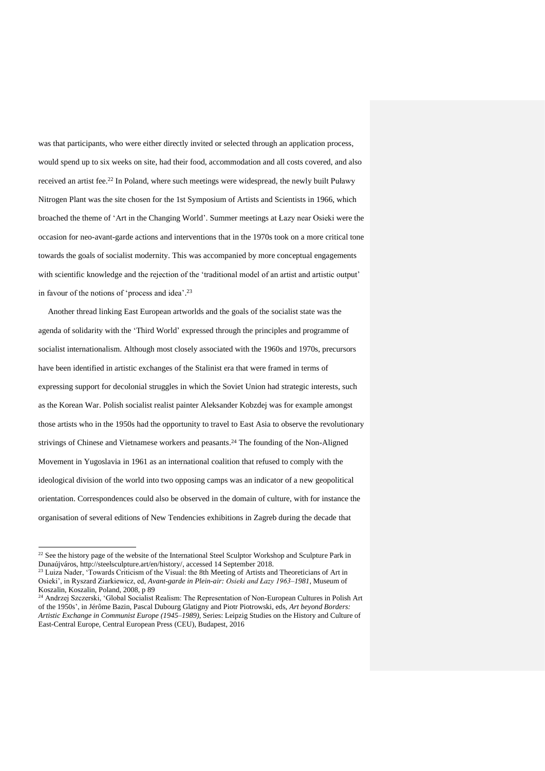was that participants, who were either directly invited or selected through an application process, would spend up to six weeks on site, had their food, accommodation and all costs covered, and also received an artist fee.[22] In Poland, where such meetings were widespread, the newly built Puławy Nitrogen Plant was the site chosen for the 1st Symposium of Artists and Scientists in 1966, which broached the theme of 'Art in the Changing World'. Summer meetings at Łazy near Osieki were the occasion for neo-avant-garde actions and interventions that in the 1970s took on a more critical tone towards the goals of socialist modernity. This was accompanied by more conceptual engagements with scientific knowledge and the rejection of the 'traditional model of an artist and artistic output' in favour of the notions of 'process and idea'.[23]

Another thread linking East European artworlds and the goals of the socialist state was the agenda of solidarity with the 'Third World' expressed through the principles and programme of socialist internationalism. Although most closely associated with the 1960s and 1970s, precursors have been identified in artistic exchanges of the Stalinist era that were framed in terms of expressing support for decolonial struggles in which the Soviet Union had strategic interests, such as the Korean War. Polish socialist realist painter Aleksander Kobzdej was for example amongst those artists who in the 1950s had the opportunity to travel to East Asia to observe the revolutionary strivings of Chinese and Vietnamese workers and peasants.[24] The founding of the Non-Aligned Movement in Yugoslavia in 1961 as an international coalition that refused to comply with the ideological division of the world into two opposing camps was an indicator of a new geopolitical orientation. Correspondences could also be observed in the domain of culture, with for instance the organisation of several editions of New Tendencies exhibitions in Zagreb during the decade that

---

[22] See the history page of the website of the International Steel Sculptor Workshop and Sculpture Park in Dunaújváros, http://steelsculpture.art/en/history/, accessed 14 September 2018.

[23] Luiza Nader, 'Towards Criticism of the Visual: the 8th Meeting of Artists and Theoreticians of Art in Osieki', in Ryszard Ziarkiewicz, ed, *Avant-garde in Plein-air: Osieki and Łazy 1963–1981*, Museum of Koszalin, Koszalin, Poland, 2008, p 89

[24] Andrzej Szczerski, 'Global Socialist Realism: The Representation of Non-European Cultures in Polish Art of the 1950s', in Jérôme Bazin, Pascal Dubourg Glatigny and Piotr Piotrowski, eds, *Art beyond Borders: Artistic Exchange in Communist Europe (1945–1989)*, Series: Leipzig Studies on the History and Culture of East-Central Europe, Central European Press (CEU), Budapest, 2016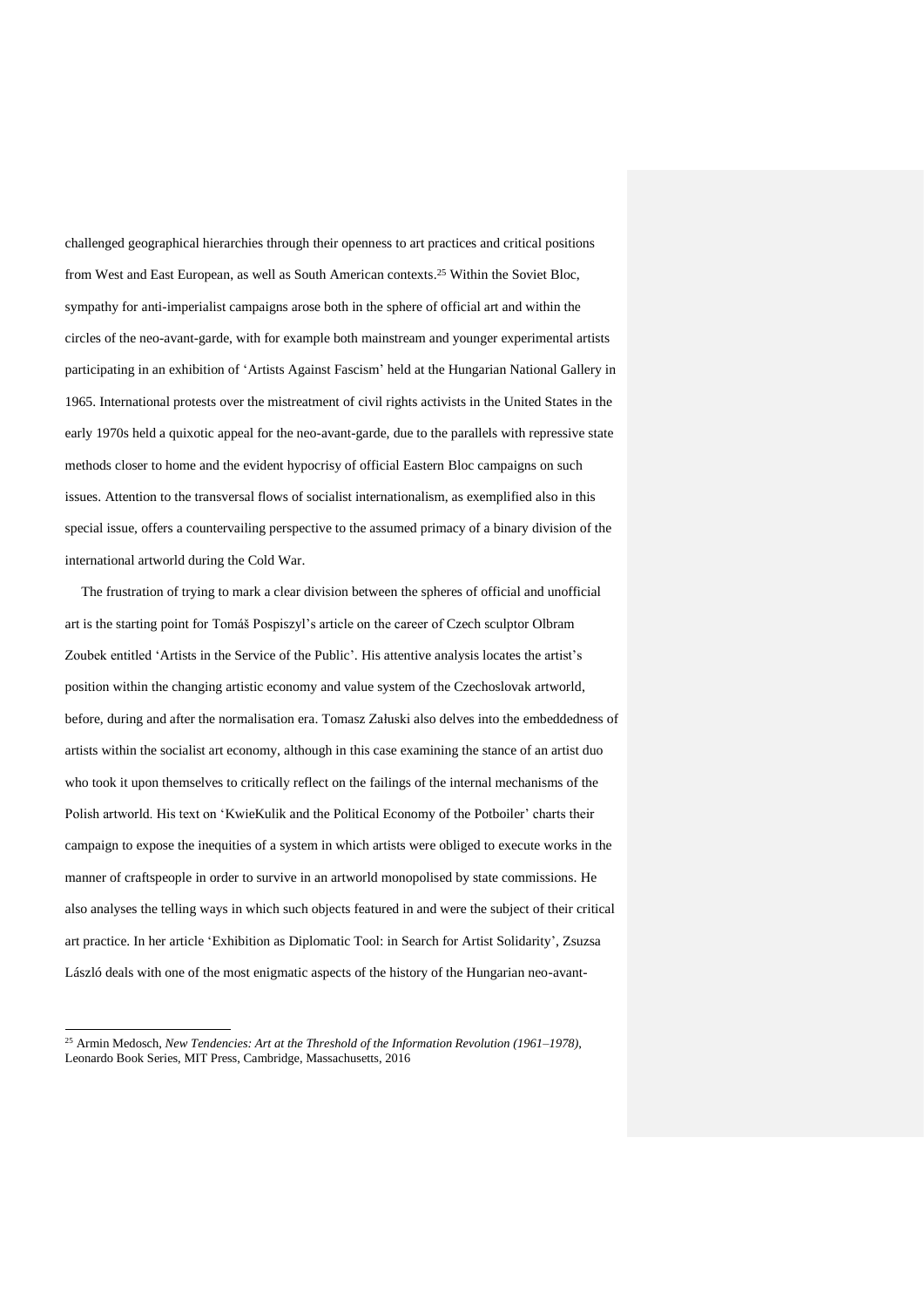challenged geographical hierarchies through their openness to art practices and critical positions from West and East European, as well as South American contexts.[25] Within the Soviet Bloc, sympathy for anti-imperialist campaigns arose both in the sphere of official art and within the circles of the neo-avant-garde, with for example both mainstream and younger experimental artists participating in an exhibition of 'Artists Against Fascism' held at the Hungarian National Gallery in 1965. International protests over the mistreatment of civil rights activists in the United States in the early 1970s held a quixotic appeal for the neo-avant-garde, due to the parallels with repressive state methods closer to home and the evident hypocrisy of official Eastern Bloc campaigns on such issues. Attention to the transversal flows of socialist internationalism, as exemplified also in this special issue, offers a countervailing perspective to the assumed primacy of a binary division of the international artworld during the Cold War.

The frustration of trying to mark a clear division between the spheres of official and unofficial art is the starting point for Tomáš Pospiszyl's article on the career of Czech sculptor Olbram Zoubek entitled 'Artists in the Service of the Public'. His attentive analysis locates the artist's position within the changing artistic economy and value system of the Czechoslovak artworld, before, during and after the normalisation era. Tomasz Załuski also delves into the embeddedness of artists within the socialist art economy, although in this case examining the stance of an artist duo who took it upon themselves to critically reflect on the failings of the internal mechanisms of the Polish artworld. His text on 'KwieKulik and the Political Economy of the Potboiler' charts their campaign to expose the inequities of a system in which artists were obliged to execute works in the manner of craftspeople in order to survive in an artworld monopolised by state commissions. He also analyses the telling ways in which such objects featured in and were the subject of their critical art practice. In her article 'Exhibition as Diplomatic Tool: in Search for Artist Solidarity', Zsuzsa László deals with one of the most enigmatic aspects of the history of the Hungarian neo-avant-

[25] Armin Medosch, *New Tendencies: Art at the Threshold of the Information Revolution (1961–1978)*, Leonardo Book Series, MIT Press, Cambridge, Massachusetts, 2016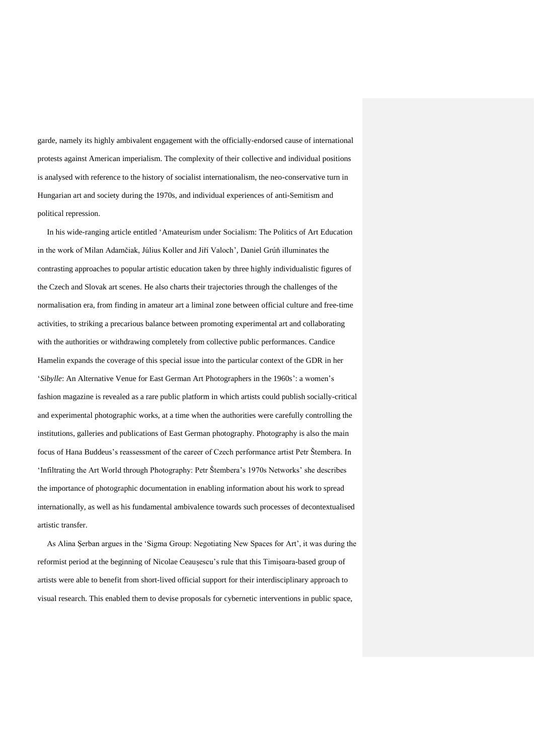garde, namely its highly ambivalent engagement with the officially-endorsed cause of international protests against American imperialism. The complexity of their collective and individual positions is analysed with reference to the history of socialist internationalism, the neo-conservative turn in Hungarian art and society during the 1970s, and individual experiences of anti-Semitism and political repression.

In his wide-ranging article entitled 'Amateurism under Socialism: The Politics of Art Education in the work of Milan Adamčiak, Július Koller and Jiří Valoch', Daniel Grúň illuminates the contrasting approaches to popular artistic education taken by three highly individualistic figures of the Czech and Slovak art scenes. He also charts their trajectories through the challenges of the normalisation era, from finding in amateur art a liminal zone between official culture and free-time activities, to striking a precarious balance between promoting experimental art and collaborating with the authorities or withdrawing completely from collective public performances. Candice Hamelin expands the coverage of this special issue into the particular context of the GDR in her '*Sibylle*: An Alternative Venue for East German Art Photographers in the 1960s': a women's fashion magazine is revealed as a rare public platform in which artists could publish socially-critical and experimental photographic works, at a time when the authorities were carefully controlling the institutions, galleries and publications of East German photography. Photography is also the main focus of Hana Buddeus's reassessment of the career of Czech performance artist Petr Štembera. In 'Infiltrating the Art World through Photography: Petr Štembera's 1970s Networks' she describes the importance of photographic documentation in enabling information about his work to spread internationally, as well as his fundamental ambivalence towards such processes of decontextualised artistic transfer.

As Alina Șerban argues in the 'Sigma Group: Negotiating New Spaces for Art', it was during the reformist period at the beginning of Nicolae Ceaușescu's rule that this Timișoara-based group of artists were able to benefit from short-lived official support for their interdisciplinary approach to visual research. This enabled them to devise proposals for cybernetic interventions in public space,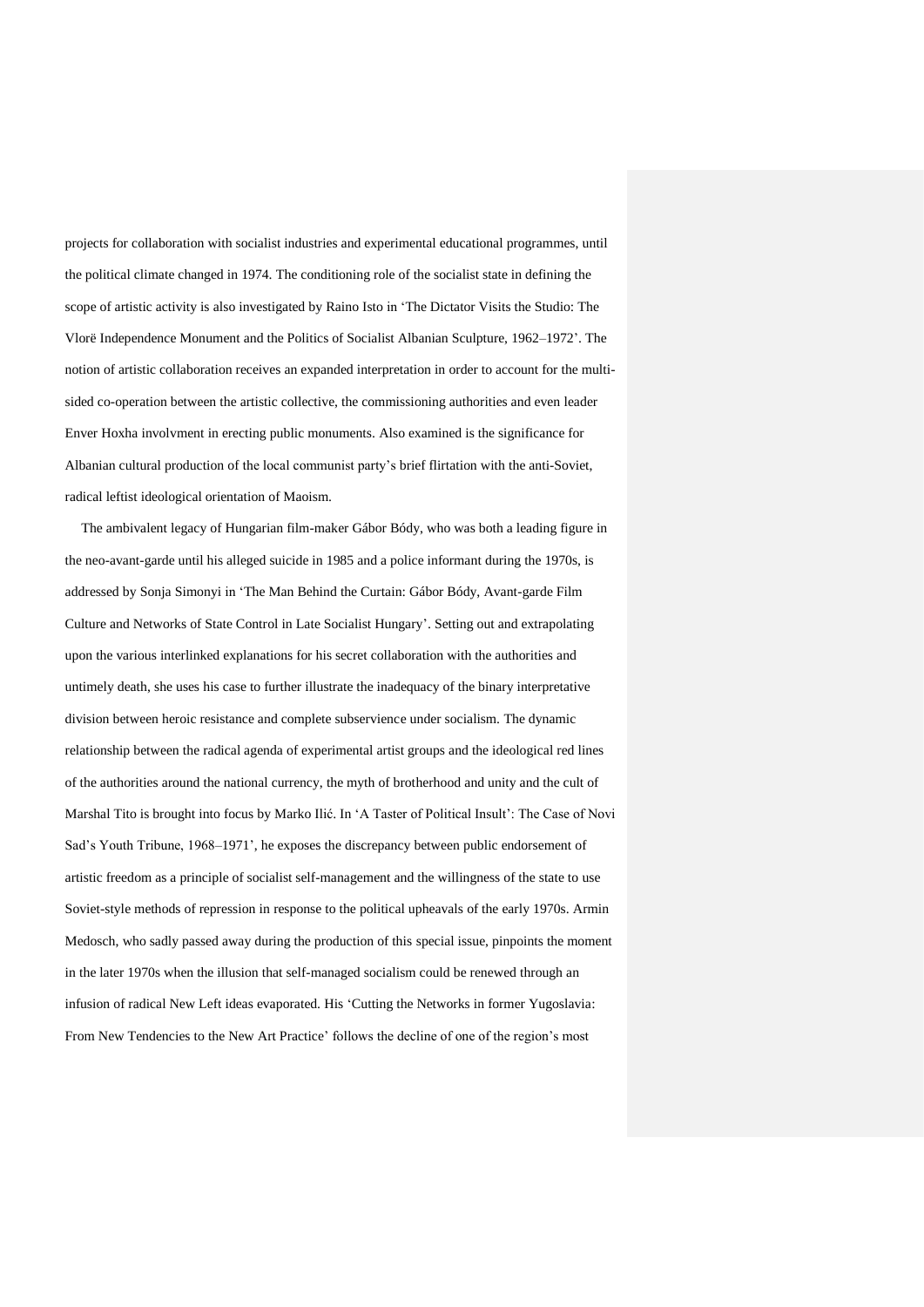projects for collaboration with socialist industries and experimental educational programmes, until the political climate changed in 1974. The conditioning role of the socialist state in defining the scope of artistic activity is also investigated by Raino Isto in 'The Dictator Visits the Studio: The Vlorë Independence Monument and the Politics of Socialist Albanian Sculpture, 1962–1972'. The notion of artistic collaboration receives an expanded interpretation in order to account for the multi-sided co-operation between the artistic collective, the commissioning authorities and even leader Enver Hoxha involvment in erecting public monuments. Also examined is the significance for Albanian cultural production of the local communist party's brief flirtation with the anti-Soviet, radical leftist ideological orientation of Maoism.

The ambivalent legacy of Hungarian film-maker Gábor Bódy, who was both a leading figure in the neo-avant-garde until his alleged suicide in 1985 and a police informant during the 1970s, is addressed by Sonja Simonyi in 'The Man Behind the Curtain: Gábor Bódy, Avant-garde Film Culture and Networks of State Control in Late Socialist Hungary'. Setting out and extrapolating upon the various interlinked explanations for his secret collaboration with the authorities and untimely death, she uses his case to further illustrate the inadequacy of the binary interpretative division between heroic resistance and complete subservience under socialism. The dynamic relationship between the radical agenda of experimental artist groups and the ideological red lines of the authorities around the national currency, the myth of brotherhood and unity and the cult of Marshal Tito is brought into focus by Marko Ilić. In 'A Taster of Political Insult': The Case of Novi Sad's Youth Tribune, 1968–1971', he exposes the discrepancy between public endorsement of artistic freedom as a principle of socialist self-management and the willingness of the state to use Soviet-style methods of repression in response to the political upheavals of the early 1970s. Armin Medosch, who sadly passed away during the production of this special issue, pinpoints the moment in the later 1970s when the illusion that self-managed socialism could be renewed through an infusion of radical New Left ideas evaporated. His 'Cutting the Networks in former Yugoslavia: From New Tendencies to the New Art Practice' follows the decline of one of the region's most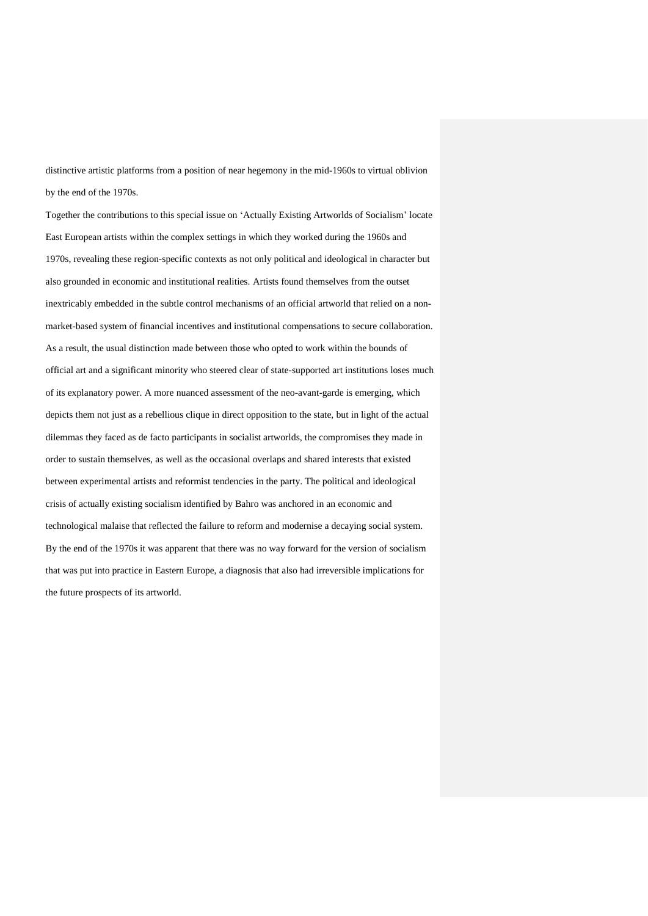distinctive artistic platforms from a position of near hegemony in the mid-1960s to virtual oblivion by the end of the 1970s.

Together the contributions to this special issue on 'Actually Existing Artworlds of Socialism' locate East European artists within the complex settings in which they worked during the 1960s and 1970s, revealing these region-specific contexts as not only political and ideological in character but also grounded in economic and institutional realities. Artists found themselves from the outset inextricably embedded in the subtle control mechanisms of an official artworld that relied on a non-market-based system of financial incentives and institutional compensations to secure collaboration. As a result, the usual distinction made between those who opted to work within the bounds of official art and a significant minority who steered clear of state-supported art institutions loses much of its explanatory power. A more nuanced assessment of the neo-avant-garde is emerging, which depicts them not just as a rebellious clique in direct opposition to the state, but in light of the actual dilemmas they faced as de facto participants in socialist artworlds, the compromises they made in order to sustain themselves, as well as the occasional overlaps and shared interests that existed between experimental artists and reformist tendencies in the party. The political and ideological crisis of actually existing socialism identified by Bahro was anchored in an economic and technological malaise that reflected the failure to reform and modernise a decaying social system. By the end of the 1970s it was apparent that there was no way forward for the version of socialism that was put into practice in Eastern Europe, a diagnosis that also had irreversible implications for the future prospects of its artworld.